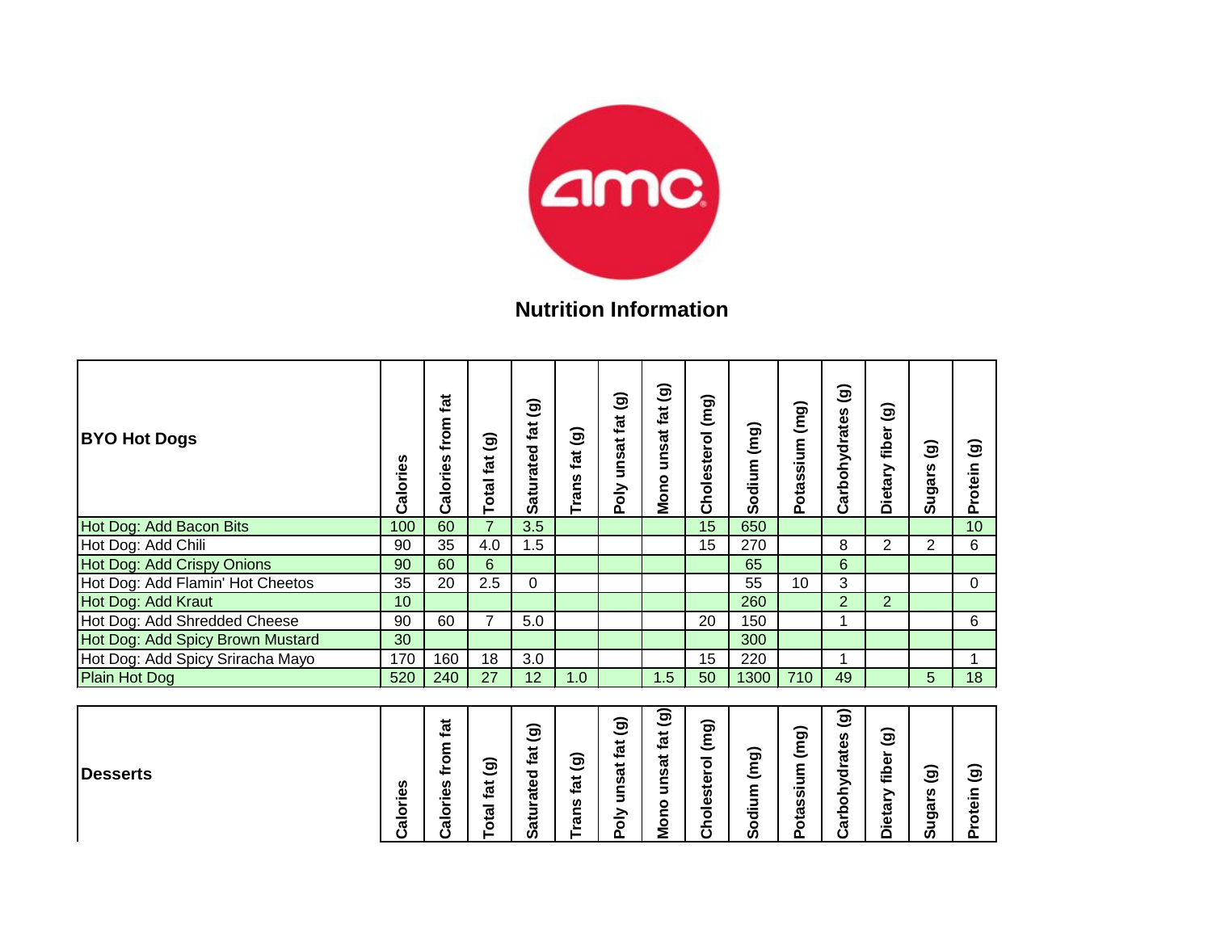# Nutrition Information

| BYO Hot Dogs | Calories | Calories from fat | Total fat (g) | Saturated fat (g) | Trans fat (g) | Poly unsat fat (g) | Mono unsat fat (g) | Cholesterol (mg) | Sodium (mg) | Potassium (mg) | Carbohydrates (g) | Dietary fiber (g) | Sugars (g) | Protein (g) |
|---|---|---|---|---|---|---|---|---|---|---|---|---|---|---|
| Hot Dog: Add Bacon Bits | 100 | 60 | 7 | 3.5 | | | | 15 | 650 | | | | | 10 |
| Hot Dog: Add Chili | 90 | 35 | 4.0 | 1.5 | | | | 15 | 270 | | 8 | 2 | 2 | 6 |
| Hot Dog: Add Crispy Onions | 90 | 60 | 6 | | | | | | 65 | | 6 | | | |
| Hot Dog: Add Flamin' Hot Cheetos | 35 | 20 | 2.5 | 0 | | | | | 55 | 10 | 3 | | | 0 |
| Hot Dog: Add Kraut | 10 | | | | | | | | 260 | | 2 | 2 | | |
| Hot Dog: Add Shredded Cheese | 90 | 60 | 7 | 5.0 | | | | 20 | 150 | | 1 | | | 6 |
| Hot Dog: Add Spicy Brown Mustard | 30 | | | | | | | | 300 | | | | | |
| Hot Dog: Add Spicy Sriracha Mayo | 170 | 160 | 18 | 3.0 | | | | 15 | 220 | | 1 | | | 1 |
| Plain Hot Dog | 520 | 240 | 27 | 12 | 1.0 | | 1.5 | 50 | 1300 | 710 | 49 | | 5 | 18 |

| Desserts | Calories | Calories from fat | Total fat (g) | Saturated fat (g) | Trans fat (g) | Poly unsat fat (g) | Mono unsat fat (g) | Cholesterol (mg) | Sodium (mg) | Potassium (mg) | Carbohydrates (g) | Dietary fiber (g) | Sugars (g) | Protein (g) |
|---|---|---|---|---|---|---|---|---|---|---|---|---|---|---|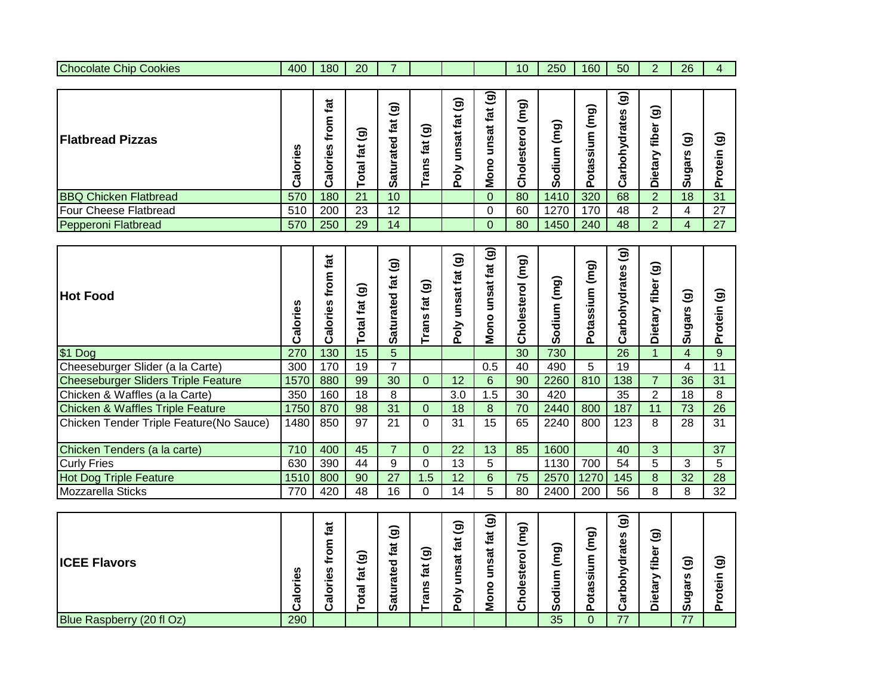| Chocolate Chip Cookies | 400 | 180 | 20 | 7 | | | | 10 | 250 | 160 | 50 | 2 | 26 | 4 |
|---|---|---|---|---|---|---|---|---|---|---|---|---|---|---|

| Flatbread Pizzas | Calories | Calories from fat | Total fat (g) | Saturated fat (g) | Trans fat (g) | Poly unsat fat (g) | Mono unsat fat (g) | Cholesterol (mg) | Sodium (mg) | Potassium (mg) | Carbohydrates (g) | Dietary fiber (g) | Sugars (g) | Protein (g) |
|---|---|---|---|---|---|---|---|---|---|---|---|---|---|---|
| BBQ Chicken Flatbread | 570 | 180 | 21 | 10 | | | 0 | 80 | 1410 | 320 | 68 | 2 | 18 | 31 |
| Four Cheese Flatbread | 510 | 200 | 23 | 12 | | | 0 | 60 | 1270 | 170 | 48 | 2 | 4 | 27 |
| Pepperoni Flatbread | 570 | 250 | 29 | 14 | | | 0 | 80 | 1450 | 240 | 48 | 2 | 4 | 27 |

| Hot Food | Calories | Calories from fat | Total fat (g) | Saturated fat (g) | Trans fat (g) | Poly unsat fat (g) | Mono unsat fat (g) | Cholesterol (mg) | Sodium (mg) | Potassium (mg) | Carbohydrates (g) | Dietary fiber (g) | Sugars (g) | Protein (g) |
|---|---|---|---|---|---|---|---|---|---|---|---|---|---|---|
| $1 Dog | 270 | 130 | 15 | 5 | | | | 30 | 730 | | 26 | 1 | 4 | 9 |
| Cheeseburger Slider (a la Carte) | 300 | 170 | 19 | 7 | | | 0.5 | 40 | 490 | 5 | 19 | | 4 | 11 |
| Cheeseburger Sliders Triple Feature | 1570 | 880 | 99 | 30 | 0 | 12 | 6 | 90 | 2260 | 810 | 138 | 7 | 36 | 31 |
| Chicken & Waffles (a la Carte) | 350 | 160 | 18 | 8 | | 3.0 | 1.5 | 30 | 420 | | 35 | 2 | 18 | 8 |
| Chicken & Waffles Triple Feature | 1750 | 870 | 98 | 31 | 0 | 18 | 8 | 70 | 2440 | 800 | 187 | 11 | 73 | 26 |
| Chicken Tender Triple Feature(No Sauce) | 1480 | 850 | 97 | 21 | 0 | 31 | 15 | 65 | 2240 | 800 | 123 | 8 | 28 | 31 |
| Chicken Tenders (a la carte) | 710 | 400 | 45 | 7 | 0 | 22 | 13 | 85 | 1600 | | 40 | 3 | | 37 |
| Curly Fries | 630 | 390 | 44 | 9 | 0 | 13 | 5 | | 1130 | 700 | 54 | 5 | 3 | 5 |
| Hot Dog Triple Feature | 1510 | 800 | 90 | 27 | 1.5 | 12 | 6 | 75 | 2570 | 1270 | 145 | 8 | 32 | 28 |
| Mozzarella Sticks | 770 | 420 | 48 | 16 | 0 | 14 | 5 | 80 | 2400 | 200 | 56 | 8 | 8 | 32 |

| ICEE Flavors | Calories | Calories from fat | Total fat (g) | Saturated fat (g) | Trans fat (g) | Poly unsat fat (g) | Mono unsat fat (g) | Cholesterol (mg) | Sodium (mg) | Potassium (mg) | Carbohydrates (g) | Dietary fiber (g) | Sugars (g) | Protein (g) |
|---|---|---|---|---|---|---|---|---|---|---|---|---|---|---|
| Blue Raspberry (20 fl Oz) | 290 | | | | | | | | 35 | 0 | 77 | | 77 | |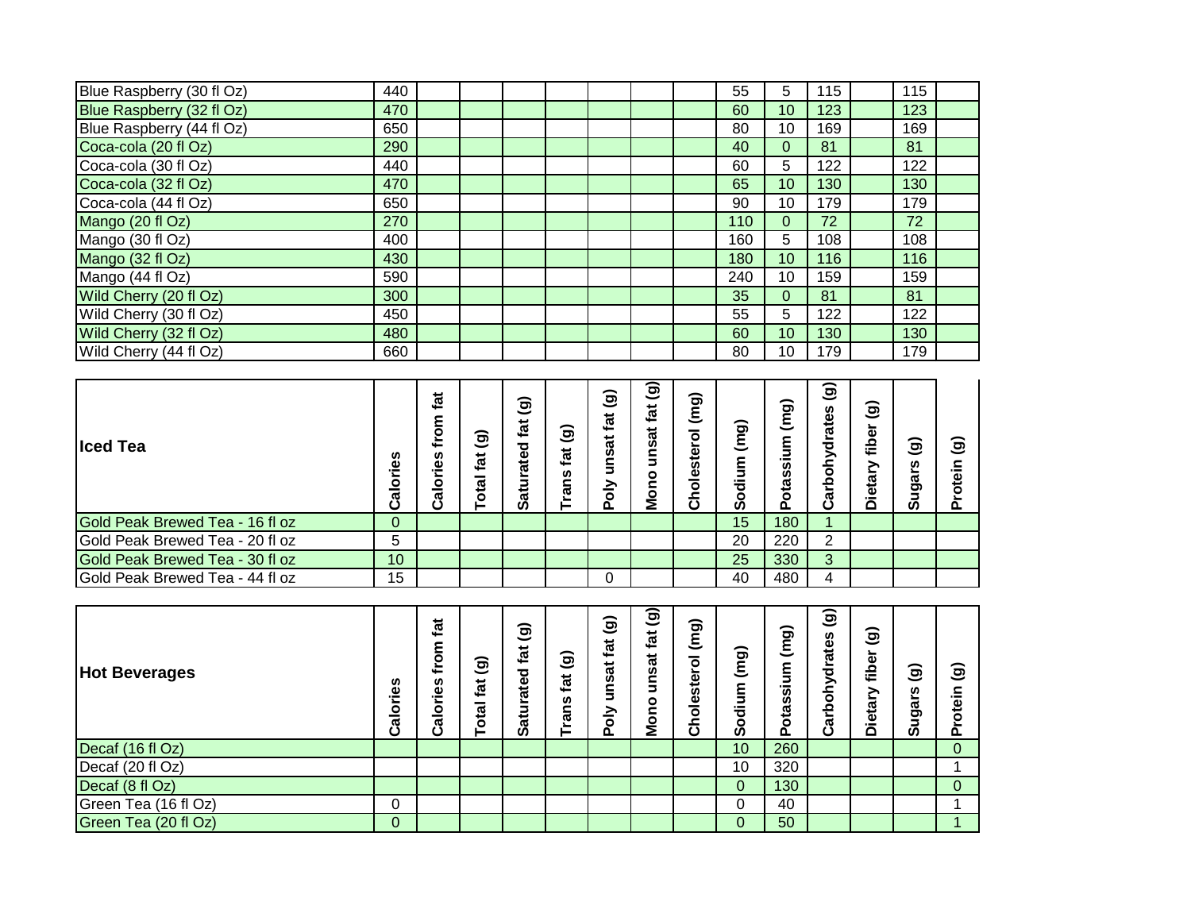| | | | | | | | | | | | | | | |
|---|---|---|---|---|---|---|---|---|---|---|---|---|---|---|
| Blue Raspberry (30 fl Oz) | 440 | | | | | | | | 55 | 5 | 115 | | 115 | |
| Blue Raspberry (32 fl Oz) | 470 | | | | | | | | 60 | 10 | 123 | | 123 | |
| Blue Raspberry (44 fl Oz) | 650 | | | | | | | | 80 | 10 | 169 | | 169 | |
| Coca-cola (20 fl Oz) | 290 | | | | | | | | 40 | 0 | 81 | | 81 | |
| Coca-cola (30 fl Oz) | 440 | | | | | | | | 60 | 5 | 122 | | 122 | |
| Coca-cola (32 fl Oz) | 470 | | | | | | | | 65 | 10 | 130 | | 130 | |
| Coca-cola (44 fl Oz) | 650 | | | | | | | | 90 | 10 | 179 | | 179 | |
| Mango (20 fl Oz) | 270 | | | | | | | | 110 | 0 | 72 | | 72 | |
| Mango (30 fl Oz) | 400 | | | | | | | | 160 | 5 | 108 | | 108 | |
| Mango (32 fl Oz) | 430 | | | | | | | | 180 | 10 | 116 | | 116 | |
| Mango (44 fl Oz) | 590 | | | | | | | | 240 | 10 | 159 | | 159 | |
| Wild Cherry (20 fl Oz) | 300 | | | | | | | | 35 | 0 | 81 | | 81 | |
| Wild Cherry (30 fl Oz) | 450 | | | | | | | | 55 | 5 | 122 | | 122 | |
| Wild Cherry (32 fl Oz) | 480 | | | | | | | | 60 | 10 | 130 | | 130 | |
| Wild Cherry (44 fl Oz) | 660 | | | | | | | | 80 | 10 | 179 | | 179 | |

| **Iced Tea** | **Calories** | **Calories from fat** | **Total fat (g)** | **Saturated fat (g)** | **Trans fat (g)** | **Poly unsat fat (g)** | **Mono unsat fat (g)** | **Cholesterol (mg)** | **Sodium (mg)** | **Potassium (mg)** | **Carbohydrates (g)** | **Dietary fiber (g)** | **Sugars (g)** | **Protein (g)** |
|---|---|---|---|---|---|---|---|---|---|---|---|---|---|---|
| Gold Peak Brewed Tea - 16 fl oz | 0 | | | | | | | | 15 | 180 | 1 | | | |
| Gold Peak Brewed Tea - 20 fl oz | 5 | | | | | | | | 20 | 220 | 2 | | | |
| Gold Peak Brewed Tea - 30 fl oz | 10 | | | | | | | | 25 | 330 | 3 | | | |
| Gold Peak Brewed Tea - 44 fl oz | 15 | | | | | 0 | | | 40 | 480 | 4 | | | |

| **Hot Beverages** | **Calories** | **Calories from fat** | **Total fat (g)** | **Saturated fat (g)** | **Trans fat (g)** | **Poly unsat fat (g)** | **Mono unsat fat (g)** | **Cholesterol (mg)** | **Sodium (mg)** | **Potassium (mg)** | **Carbohydrates (g)** | **Dietary fiber (g)** | **Sugars (g)** | **Protein (g)** |
|---|---|---|---|---|---|---|---|---|---|---|---|---|---|---|
| Decaf (16 fl Oz) | | | | | | | | | 10 | 260 | | | | 0 |
| Decaf (20 fl Oz) | | | | | | | | | 10 | 320 | | | | 1 |
| Decaf (8 fl Oz) | | | | | | | | | 0 | 130 | | | | 0 |
| Green Tea (16 fl Oz) | 0 | | | | | | | | 0 | 40 | | | | 1 |
| Green Tea (20 fl Oz) | 0 | | | | | | | | 0 | 50 | | | | 1 |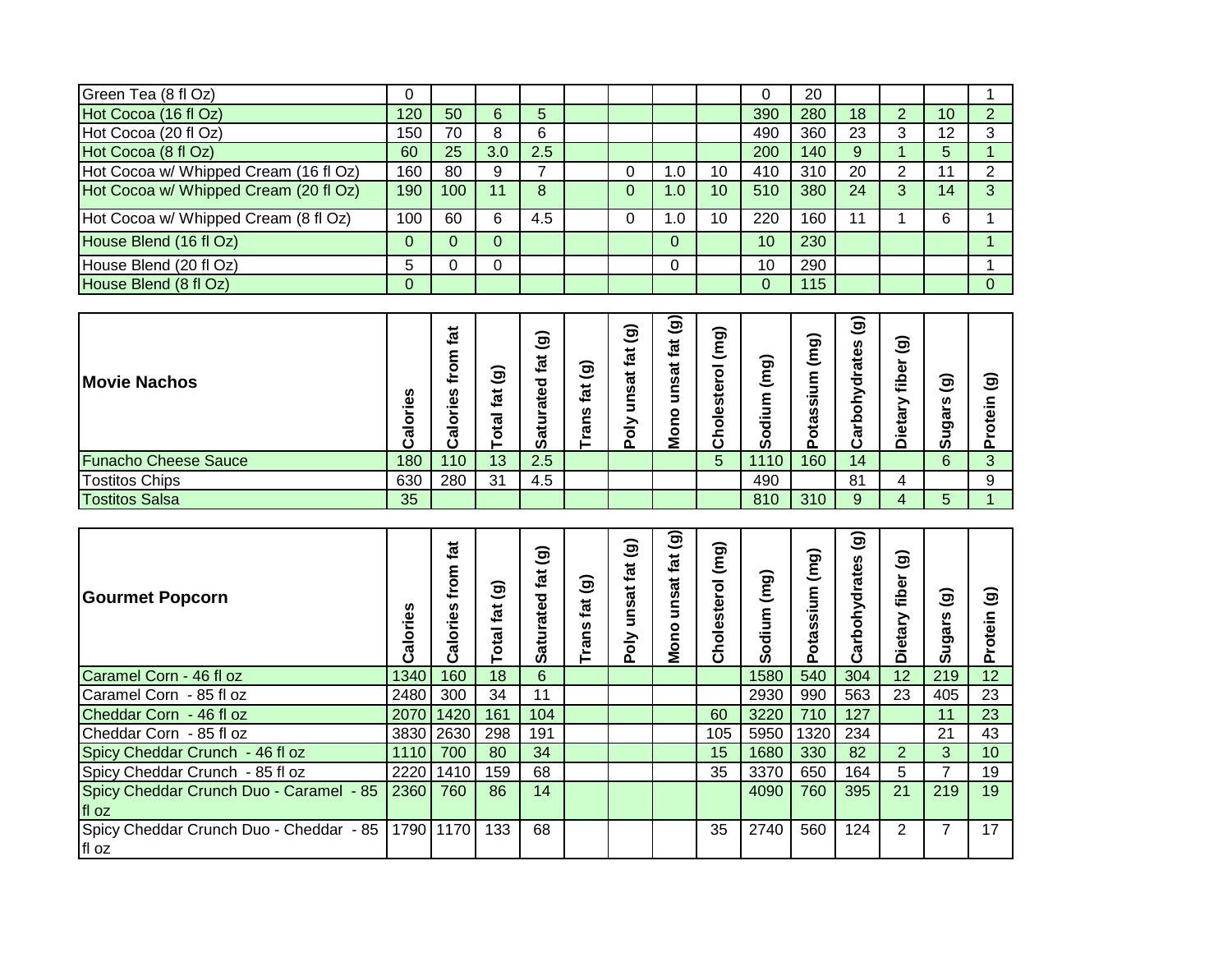| | | | | | | | | | | | | | | |
|---|---|---|---|---|---|---|---|---|---|---|---|---|---|---|
| Green Tea (8 fl Oz) | 0 | | | | | | | | 0 | 20 | | | | 1 |
| Hot Cocoa (16 fl Oz) | 120 | 50 | 6 | 5 | | | | | 390 | 280 | 18 | 2 | 10 | 2 |
| Hot Cocoa (20 fl Oz) | 150 | 70 | 8 | 6 | | | | | 490 | 360 | 23 | 3 | 12 | 3 |
| Hot Cocoa (8 fl Oz) | 60 | 25 | 3.0 | 2.5 | | | | | 200 | 140 | 9 | 1 | 5 | 1 |
| Hot Cocoa w/ Whipped Cream (16 fl Oz) | 160 | 80 | 9 | 7 | | 0 | 1.0 | 10 | 410 | 310 | 20 | 2 | 11 | 2 |
| Hot Cocoa w/ Whipped Cream (20 fl Oz) | 190 | 100 | 11 | 8 | | 0 | 1.0 | 10 | 510 | 380 | 24 | 3 | 14 | 3 |
| Hot Cocoa w/ Whipped Cream (8 fl Oz) | 100 | 60 | 6 | 4.5 | | 0 | 1.0 | 10 | 220 | 160 | 11 | 1 | 6 | 1 |
| House Blend (16 fl Oz) | 0 | 0 | 0 | | | | 0 | | 10 | 230 | | | | 1 |
| House Blend (20 fl Oz) | 5 | 0 | 0 | | | | 0 | | 10 | 290 | | | | 1 |
| House Blend (8 fl Oz) | 0 | | | | | | | | 0 | 115 | | | | 0 |

| **Movie Nachos** | **Calories** | **Calories from fat** | **Total fat (g)** | **Saturated fat (g)** | **Trans fat (g)** | **Poly unsat fat (g)** | **Mono unsat fat (g)** | **Cholesterol (mg)** | **Sodium (mg)** | **Potassium (mg)** | **Carbohydrates (g)** | **Dietary fiber (g)** | **Sugars (g)** | **Protein (g)** |
|---|---|---|---|---|---|---|---|---|---|---|---|---|---|---|
| Funacho Cheese Sauce | 180 | 110 | 13 | 2.5 | | | | 5 | 1110 | 160 | 14 | | 6 | 3 |
| Tostitos Chips | 630 | 280 | 31 | 4.5 | | | | | 490 | | 81 | 4 | | 9 |
| Tostitos Salsa | 35 | | | | | | | | 810 | 310 | 9 | 4 | 5 | 1 |

| **Gourmet Popcorn** | **Calories** | **Calories from fat** | **Total fat (g)** | **Saturated fat (g)** | **Trans fat (g)** | **Poly unsat fat (g)** | **Mono unsat fat (g)** | **Cholesterol (mg)** | **Sodium (mg)** | **Potassium (mg)** | **Carbohydrates (g)** | **Dietary fiber (g)** | **Sugars (g)** | **Protein (g)** |
|---|---|---|---|---|---|---|---|---|---|---|---|---|---|---|
| Caramel Corn - 46 fl oz | 1340 | 160 | 18 | 6 | | | | | 1580 | 540 | 304 | 12 | 219 | 12 |
| Caramel Corn - 85 fl oz | 2480 | 300 | 34 | 11 | | | | | 2930 | 990 | 563 | 23 | 405 | 23 |
| Cheddar Corn - 46 fl oz | 2070 | 1420 | 161 | 104 | | | | 60 | 3220 | 710 | 127 | | 11 | 23 |
| Cheddar Corn - 85 fl oz | 3830 | 2630 | 298 | 191 | | | | 105 | 5950 | 1320 | 234 | | 21 | 43 |
| Spicy Cheddar Crunch - 46 fl oz | 1110 | 700 | 80 | 34 | | | | 15 | 1680 | 330 | 82 | 2 | 3 | 10 |
| Spicy Cheddar Crunch - 85 fl oz | 2220 | 1410 | 159 | 68 | | | | 35 | 3370 | 650 | 164 | 5 | 7 | 19 |
| Spicy Cheddar Crunch Duo - Caramel - 85 fl oz | 2360 | 760 | 86 | 14 | | | | | 4090 | 760 | 395 | 21 | 219 | 19 |
| Spicy Cheddar Crunch Duo - Cheddar - 85 fl oz | 1790 | 1170 | 133 | 68 | | | | 35 | 2740 | 560 | 124 | 2 | 7 | 17 |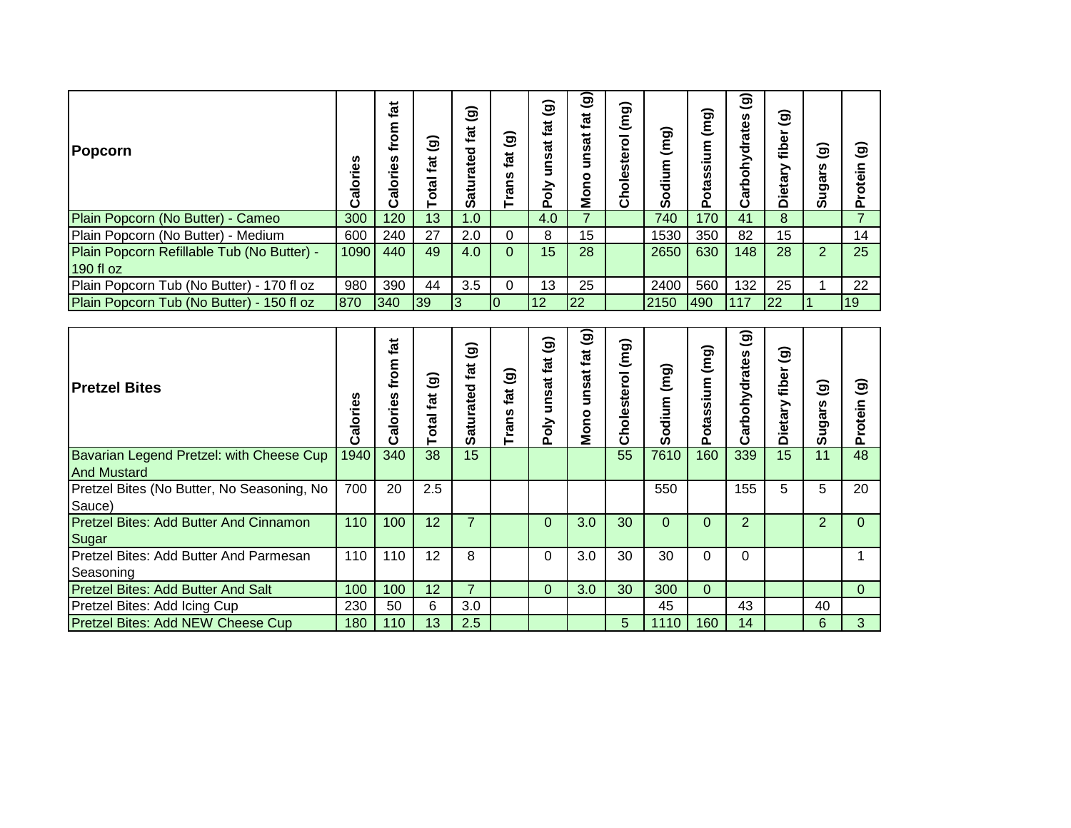| Popcorn | Calories | Calories from fat | Total fat (g) | Saturated fat (g) | Trans fat (g) | Poly unsat fat (g) | Mono unsat fat (g) | Cholesterol (mg) | Sodium (mg) | Potassium (mg) | Carbohydrates (g) | Dietary fiber (g) | Sugars (g) | Protein (g) |
|---|---|---|---|---|---|---|---|---|---|---|---|---|---|---|
| Plain Popcorn (No Butter) - Cameo | 300 | 120 | 13 | 1.0 | | 4.0 | 7 | | 740 | 170 | 41 | 8 | | 7 |
| Plain Popcorn (No Butter) - Medium | 600 | 240 | 27 | 2.0 | 0 | 8 | 15 | | 1530 | 350 | 82 | 15 | | 14 |
| Plain Popcorn Refillable Tub (No Butter) - 190 fl oz | 1090 | 440 | 49 | 4.0 | 0 | 15 | 28 | | 2650 | 630 | 148 | 28 | 2 | 25 |
| Plain Popcorn Tub (No Butter) - 170 fl oz | 980 | 390 | 44 | 3.5 | 0 | 13 | 25 | | 2400 | 560 | 132 | 25 | 1 | 22 |
| Plain Popcorn Tub (No Butter) - 150 fl oz | 870 | 340 | 39 | 3 | 0 | 12 | 22 | | 2150 | 490 | 117 | 22 | 1 | 19 |

| Pretzel Bites | Calories | Calories from fat | Total fat (g) | Saturated fat (g) | Trans fat (g) | Poly unsat fat (g) | Mono unsat fat (g) | Cholesterol (mg) | Sodium (mg) | Potassium (mg) | Carbohydrates (g) | Dietary fiber (g) | Sugars (g) | Protein (g) |
|---|---|---|---|---|---|---|---|---|---|---|---|---|---|---|
| Bavarian Legend Pretzel: with Cheese Cup And Mustard | 1940 | 340 | 38 | 15 | | | | 55 | 7610 | 160 | 339 | 15 | 11 | 48 |
| Pretzel Bites (No Butter, No Seasoning, No Sauce) | 700 | 20 | 2.5 | | | | | | 550 | | 155 | 5 | 5 | 20 |
| Pretzel Bites: Add Butter And Cinnamon Sugar | 110 | 100 | 12 | 7 | | 0 | 3.0 | 30 | 0 | 0 | 2 | | 2 | 0 |
| Pretzel Bites: Add Butter And Parmesan Seasoning | 110 | 110 | 12 | 8 | | 0 | 3.0 | 30 | 30 | 0 | 0 | | | 1 |
| Pretzel Bites: Add Butter And Salt | 100 | 100 | 12 | 7 | | 0 | 3.0 | 30 | 300 | 0 | | | | 0 |
| Pretzel Bites: Add Icing Cup | 230 | 50 | 6 | 3.0 | | | | | 45 | | 43 | | 40 | |
| Pretzel Bites: Add NEW Cheese Cup | 180 | 110 | 13 | 2.5 | | | | 5 | 1110 | 160 | 14 | | 6 | 3 |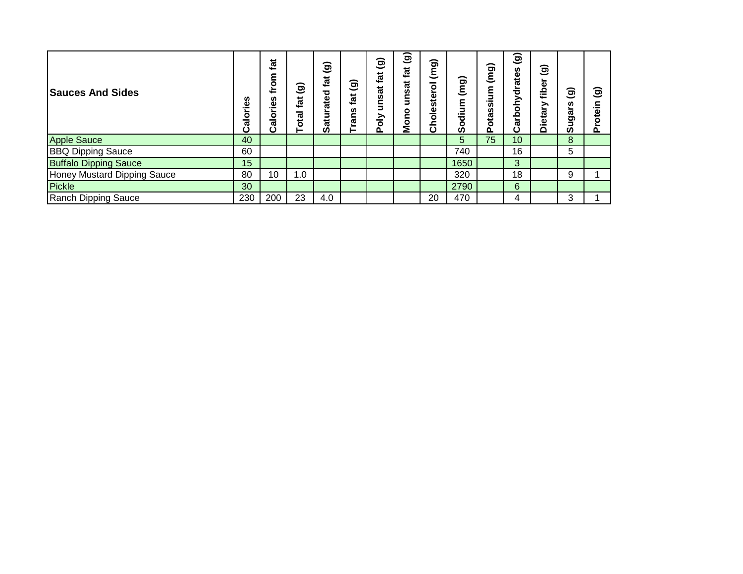| Sauces And Sides | Calories | Calories from fat | Total fat (g) | Saturated fat (g) | Trans fat (g) | Poly unsat fat (g) | Mono unsat fat (g) | Cholesterol (mg) | Sodium (mg) | Potassium (mg) | Carbohydrates (g) | Dietary fiber (g) | Sugars (g) | Protein (g) |
|---|---|---|---|---|---|---|---|---|---|---|---|---|---|---|
| Apple Sauce | 40 | | | | | | | | 5 | 75 | 10 | | 8 | |
| BBQ Dipping Sauce | 60 | | | | | | | | 740 | | 16 | | 5 | |
| Buffalo Dipping Sauce | 15 | | | | | | | | 1650 | | 3 | | | |
| Honey Mustard Dipping Sauce | 80 | 10 | 1.0 | | | | | | 320 | | 18 | | 9 | 1 |
| Pickle | 30 | | | | | | | | 2790 | | 6 | | | |
| Ranch Dipping Sauce | 230 | 200 | 23 | 4.0 | | | | 20 | 470 | | 4 | | 3 | 1 |